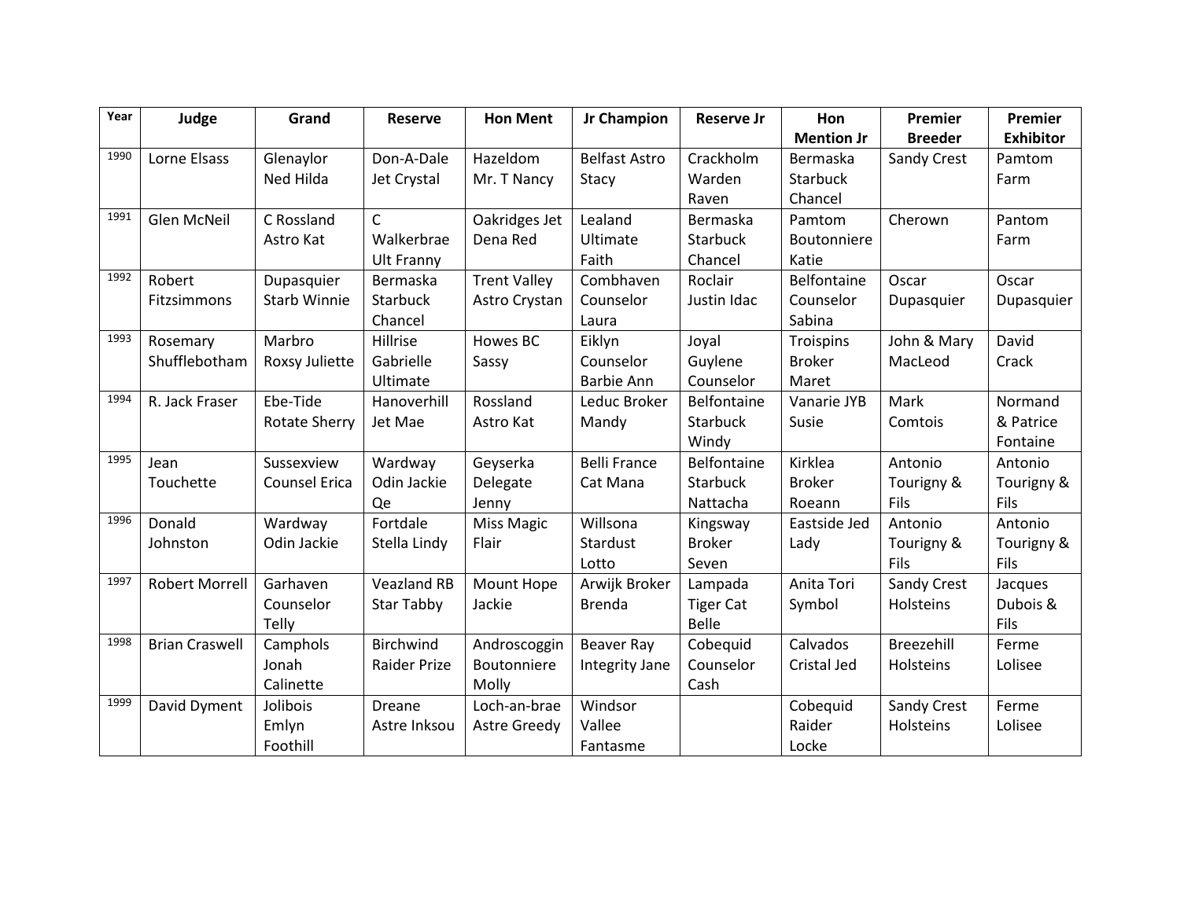| Year | Judge | Grand | Reserve | Hon Ment | Jr Champion | Reserve Jr | Hon Mention Jr | Premier Breeder | Premier Exhibitor |
|---|---|---|---|---|---|---|---|---|---|
| 1990 | Lorne Elsass | Glenaylor Ned Hilda | Don-A-Dale Jet Crystal | Hazeldom Mr. T Nancy | Belfast Astro Stacy | Crackholm Warden Raven | Bermaska Starbuck Chancel | Sandy Crest | Pamtom Farm |
| 1991 | Glen McNeil | C Rossland Astro Kat | C Walkerbrae Ult Franny | Oakridges Jet Dena Red | Lealand Ultimate Faith | Bermaska Starbuck Chancel | Pamtom Boutonniere Katie | Cherown | Pantom Farm |
| 1992 | Robert Fitzsimmons | Dupasquier Starb Winnie | Bermaska Starbuck Chancel | Trent Valley Astro Crystan | Combhaven Counselor Laura | Roclair Justin Idac | Belfontaine Counselor Sabina | Oscar Dupasquier | Oscar Dupasquier |
| 1993 | Rosemary Shufflebotham | Marbro Roxsy Juliette | Hillrise Gabrielle Ultimate | Howes BC Sassy | Eiklyn Counselor Barbie Ann | Joyal Guylene Counselor | Troispins Broker Maret | John & Mary MacLeod | David Crack |
| 1994 | R. Jack Fraser | Ebe-Tide Rotate Sherry | Hanoverhill Jet Mae | Rossland Astro Kat | Leduc Broker Mandy | Belfontaine Starbuck Windy | Vanarie JYB Susie | Mark Comtois | Normand & Patrice Fontaine |
| 1995 | Jean Touchette | Sussexview Counsel Erica | Wardway Odin Jackie Qe | Geyserka Delegate Jenny | Belli France Cat Mana | Belfontaine Starbuck Nattacha | Kirklea Broker Roeann | Antonio Tourigny & Fils | Antonio Tourigny & Fils |
| 1996 | Donald Johnston | Wardway Odin Jackie | Fortdale Stella Lindy | Miss Magic Flair | Willsona Stardust Lotto | Kingsway Broker Seven | Eastside Jed Lady | Antonio Tourigny & Fils | Antonio Tourigny & Fils |
| 1997 | Robert Morrell | Garhaven Counselor Telly | Veazland RB Star Tabby | Mount Hope Jackie | Arwijk Broker Brenda | Lampada Tiger Cat Belle | Anita Tori Symbol | Sandy Crest Holsteins | Jacques Dubois & Fils |
| 1998 | Brian Craswell | Camphols Jonah Calinette | Birchwind Raider Prize | Androscoggin Boutonniere Molly | Beaver Ray Integrity Jane | Cobequid Counselor Cash | Calvados Cristal Jed | Breezehill Holsteins | Ferme Lolisee |
| 1999 | David Dyment | Jolibois Emlyn Foothill | Dreane Astre Inksou | Loch-an-brae Astre Greedy | Windsor Vallee Fantasme | | Cobequid Raider Locke | Sandy Crest Holsteins | Ferme Lolisee |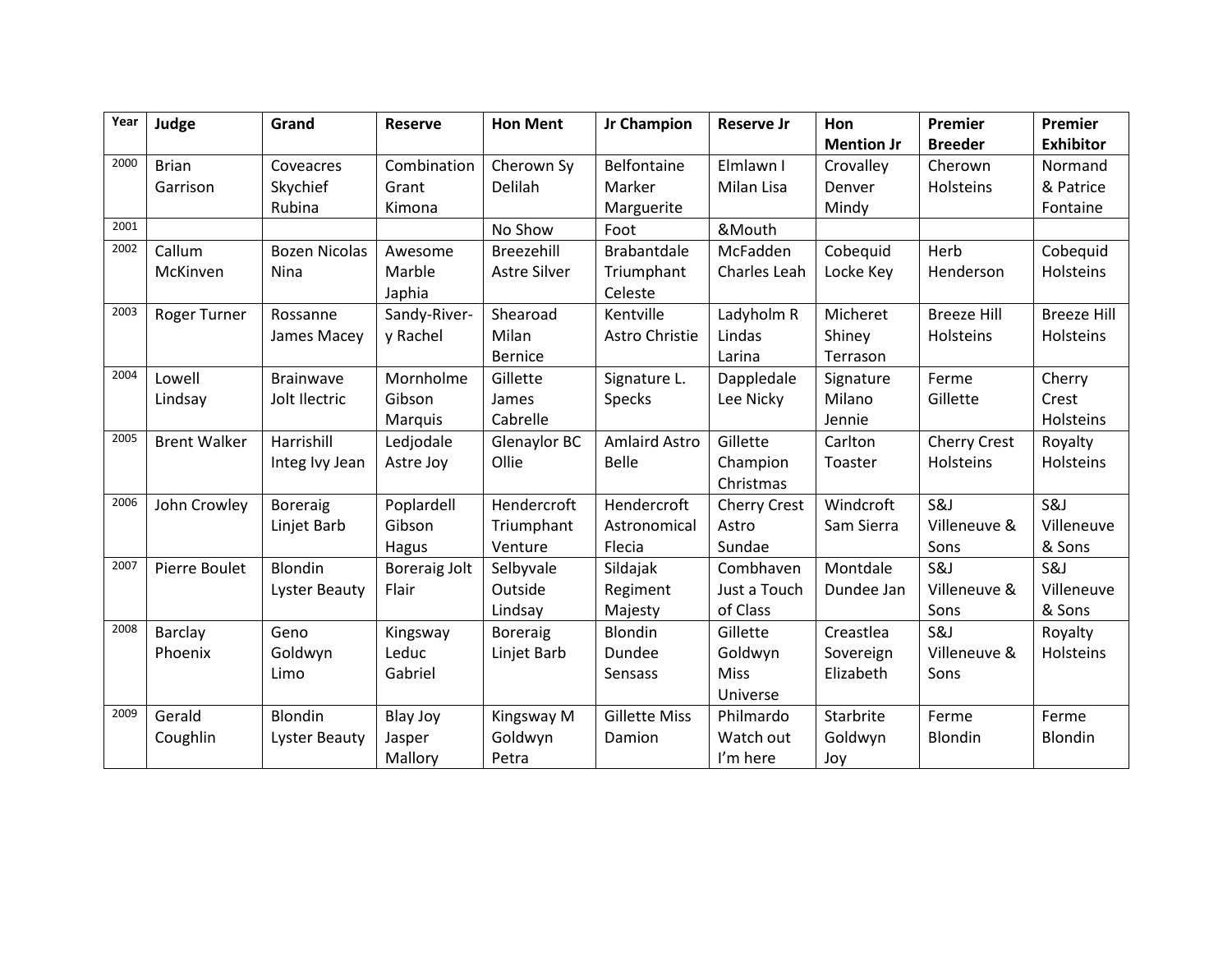| Year | Judge | Grand | Reserve | Hon Ment | Jr Champion | Reserve Jr | Hon Mention Jr | Premier Breeder | Premier Exhibitor |
|---|---|---|---|---|---|---|---|---|---|
| 2000 | Brian Garrison | Coveacres Skychief Rubina | Combination Grant Kimona | Cherown Sy Delilah | Belfontaine Marker Marguerite | Elmlawn I Milan Lisa | Crovalley Denver Mindy | Cherown Holsteins | Normand & Patrice Fontaine |
| 2001 | | | | No Show | Foot | &Mouth | | | |
| 2002 | Callum McKinven | Bozen Nicolas Nina | Awesome Marble Japhia | Breezehill Astre Silver | Brabantdale Triumphant Celeste | McFadden Charles Leah | Cobequid Locke Key | Herb Henderson | Cobequid Holsteins |
| 2003 | Roger Turner | Rossanne James Macey | Sandy-River-y Rachel | Shearoad Milan Bernice | Kentville Astro Christie | Ladyholm R Lindas Larina | Micheret Shiney Terrason | Breeze Hill Holsteins | Breeze Hill Holsteins |
| 2004 | Lowell Lindsay | Brainwave Jolt Ilectric | Mornholme Gibson Marquis | Gillette James Cabrelle | Signature L. Specks | Dappledale Lee Nicky | Signature Milano Jennie | Ferme Gillette | Cherry Crest Holsteins |
| 2005 | Brent Walker | Harrishill Integ Ivy Jean | Ledjodale Astre Joy | Glenaylor BC Ollie | Amlaird Astro Belle | Gillette Champion Christmas | Carlton Toaster | Cherry Crest Holsteins | Royalty Holsteins |
| 2006 | John Crowley | Boreraig Linjet Barb | Poplardell Gibson Hagus | Hendercroft Triumphant Venture | Hendercroft Astronomical Flecia | Cherry Crest Astro Sundae | Windcroft Sam Sierra | S&J Villeneuve & Sons | S&J Villeneuve & Sons |
| 2007 | Pierre Boulet | Blondin Lyster Beauty | Boreraig Jolt Flair | Selbyvale Outside Lindsay | Sildajak Regiment Majesty | Combhaven Just a Touch of Class | Montdale Dundee Jan | S&J Villeneuve & Sons | S&J Villeneuve & Sons |
| 2008 | Barclay Phoenix | Geno Goldwyn Limo | Kingsway Leduc Gabriel | Boreraig Linjet Barb | Blondin Dundee Sensass | Gillette Goldwyn Miss Universe | Creastlea Sovereign Elizabeth | S&J Villeneuve & Sons | Royalty Holsteins |
| 2009 | Gerald Coughlin | Blondin Lyster Beauty | Blay Joy Jasper Mallory | Kingsway M Goldwyn Petra | Gillette Miss Damion | Philmardo Watch out I'm here | Starbrite Goldwyn Joy | Ferme Blondin | Ferme Blondin |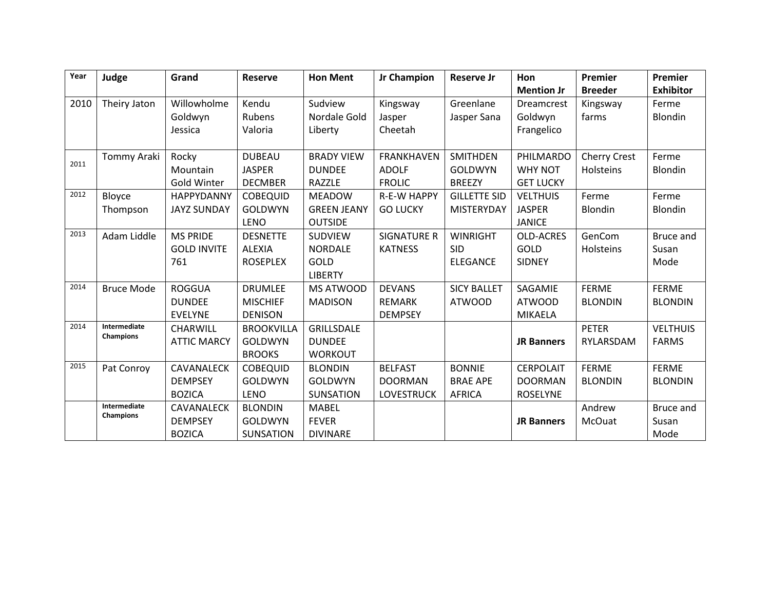| Year | Judge | Grand | Reserve | Hon Ment | Jr Champion | Reserve Jr | Hon Mention Jr | Premier Breeder | Premier Exhibitor |
|---|---|---|---|---|---|---|---|---|---|
| 2010 | Theiry Jaton | Willowholme Goldwyn Jessica | Kendu Rubens Valoria | Sudview Nordale Gold Liberty | Kingsway Jasper Cheetah | Greenlane Jasper Sana | Dreamcrest Goldwyn Frangelico | Kingsway farms | Ferme Blondin |
| 2011 | Tommy Araki | Rocky Mountain Gold Winter | DUBEAU JASPER DECMBER | BRADY VIEW DUNDEE RAZZLE | FRANKHAVEN ADOLF FROLIC | SMITHDEN GOLDWYN BREEZY | PHILMARDO WHY NOT GET LUCKY | Cherry Crest Holsteins | Ferme Blondin |
| 2012 | Bloyce Thompson | HAPPYDANNY JAYZ SUNDAY | COBEQUID GOLDWYN LENO | MEADOW GREEN JEANY OUTSIDE | R-E-W HAPPY GO LUCKY | GILLETTE SID MISTERYDAY | VELTHUIS JASPER JANICE | Ferme Blondin | Ferme Blondin |
| 2013 | Adam Liddle | MS PRIDE GOLD INVITE 761 | DESNETTE ALEXIA ROSEPLEX | SUDVIEW NORDALE GOLD LIBERTY | SIGNATURE R KATNESS | WINRIGHT SID ELEGANCE | OLD-ACRES GOLD SIDNEY | GenCom Holsteins | Bruce and Susan Mode |
| 2014 | Bruce Mode | ROGGUA DUNDEE EVELYNE | DRUMLEE MISCHIEF DENISON | MS ATWOOD MADISON | DEVANS REMARK DEMPSEY | SICY BALLET ATWOOD | SAGAMIE ATWOOD MIKAELA | FERME BLONDIN | FERME BLONDIN |
| 2014 | **Intermediate Champions** | CHARWILL ATTIC MARCY | BROOKVILLA GOLDWYN BROOKS | GRILLSDALE DUNDEE WORKOUT | | | **JR Banners** | PETER RYLARSDAM | VELTHUIS FARMS |
| 2015 | Pat Conroy | CAVANALECK DEMPSEY BOZICA | COBEQUID GOLDWYN LENO | BLONDIN GOLDWYN SUNSATION | BELFAST DOORMAN LOVESTRUCK | BONNIE BRAE APE AFRICA | CERPOLAIT DOORMAN ROSELYNE | FERME BLONDIN | FERME BLONDIN |
| | **Intermediate Champions** | CAVANALECK DEMPSEY BOZICA | BLONDIN GOLDWYN SUNSATION | MABEL FEVER DIVINARE | | | **JR Banners** | Andrew McOuat | Bruce and Susan Mode |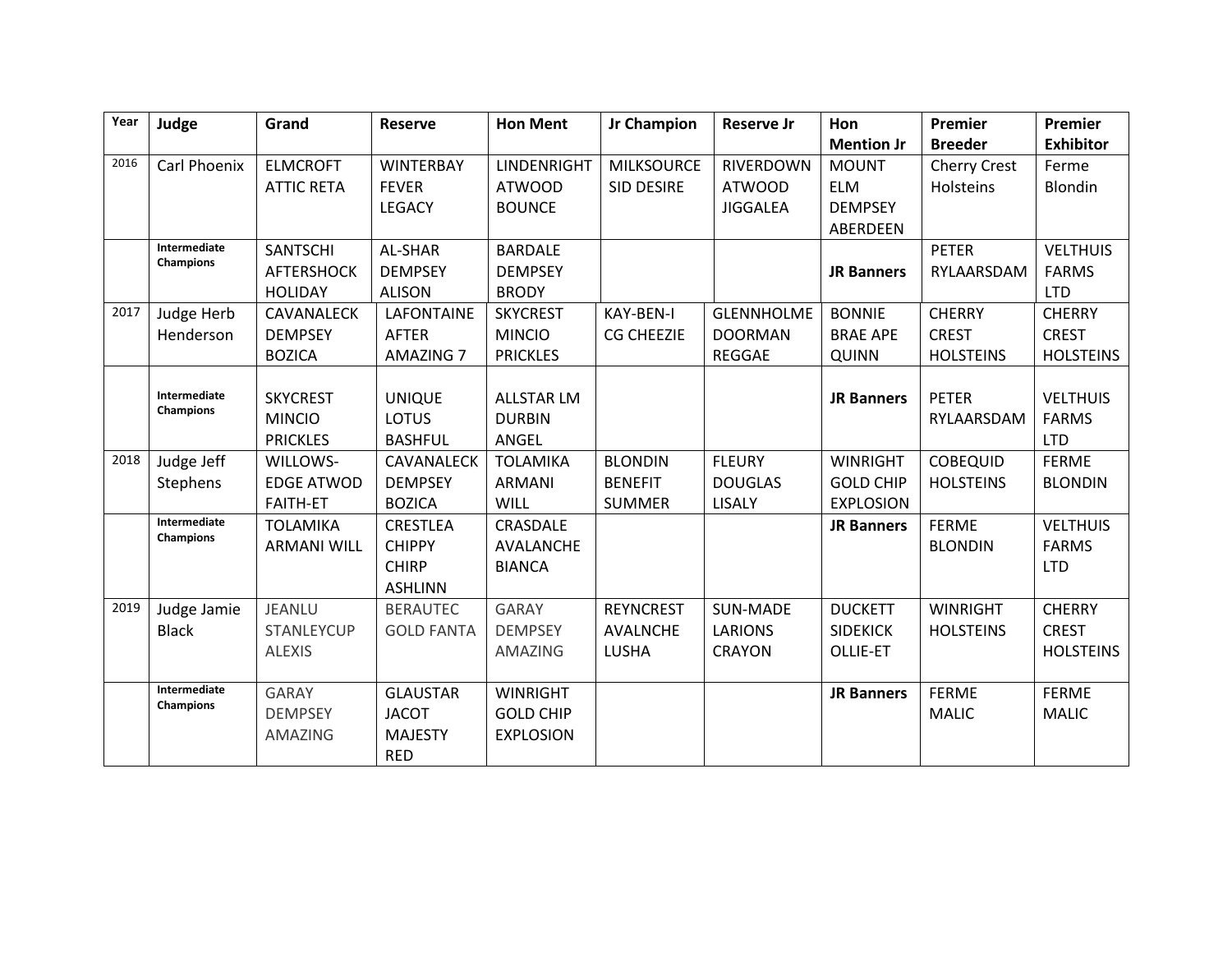| Year | Judge | Grand | Reserve | Hon Ment | Jr Champion | Reserve Jr | Hon Mention Jr | Premier Breeder | Premier Exhibitor |
|---|---|---|---|---|---|---|---|---|---|
| 2016 | Carl Phoenix | ELMCROFT ATTIC RETA | WINTERBAY FEVER LEGACY | LINDENRIGHT ATWOOD BOUNCE | MILKSOURCE SID DESIRE | RIVERDOWN ATWOOD JIGGALEA | MOUNT ELM DEMPSEY ABERDEEN | Cherry Crest Holsteins | Ferme Blondin |
| | **Intermediate Champions** | SANTSCHI AFTERSHOCK HOLIDAY | AL-SHAR DEMPSEY ALISON | BARDALE DEMPSEY BRODY | | | **JR Banners** | PETER RYLAARSDAM | VELTHUIS FARMS LTD |
| 2017 | Judge Herb Henderson | CAVANALECK DEMPSEY BOZICA | LAFONTAINE AFTER AMAZING 7 | SKYCREST MINCIO PRICKLES | KAY-BEN-I CG CHEEZIE | GLENNHOLME DOORMAN REGGAE | BONNIE BRAE APE QUINN | CHERRY CREST HOLSTEINS | CHERRY CREST HOLSTEINS |
| | **Intermediate Champions** | SKYCREST MINCIO PRICKLES | UNIQUE LOTUS BASHFUL | ALLSTAR LM DURBIN ANGEL | | | **JR Banners** | PETER RYLAARSDAM | VELTHUIS FARMS LTD |
| 2018 | Judge Jeff Stephens | WILLOWS-EDGE ATWOD FAITH-ET | CAVANALECK DEMPSEY BOZICA | TOLAMIKA ARMANI WILL | BLONDIN BENEFIT SUMMER | FLEURY DOUGLAS LISALY | WINRIGHT GOLD CHIP EXPLOSION | COBEQUID HOLSTEINS | FERME BLONDIN |
| | **Intermediate Champions** | TOLAMIKA ARMANI WILL | CRESTLEA CHIPPY CHIRP ASHLINN | CRASDALE AVALANCHE BIANCA | | | **JR Banners** | FERME BLONDIN | VELTHUIS FARMS LTD |
| 2019 | Judge Jamie Black | JEANLU STANLEYCUP ALEXIS | BERAUTEC GOLD FANTA | GARAY DEMPSEY AMAZING | REYNCREST AVALNCHE LUSHA | SUN-MADE LARIONS CRAYON | DUCKETT SIDEKICK OLLIE-ET | WINRIGHT HOLSTEINS | CHERRY CREST HOLSTEINS |
| | **Intermediate Champions** | GARAY DEMPSEY AMAZING | GLAUSTAR JACOT MAJESTY RED | WINRIGHT GOLD CHIP EXPLOSION | | | **JR Banners** | FERME MALIC | FERME MALIC |